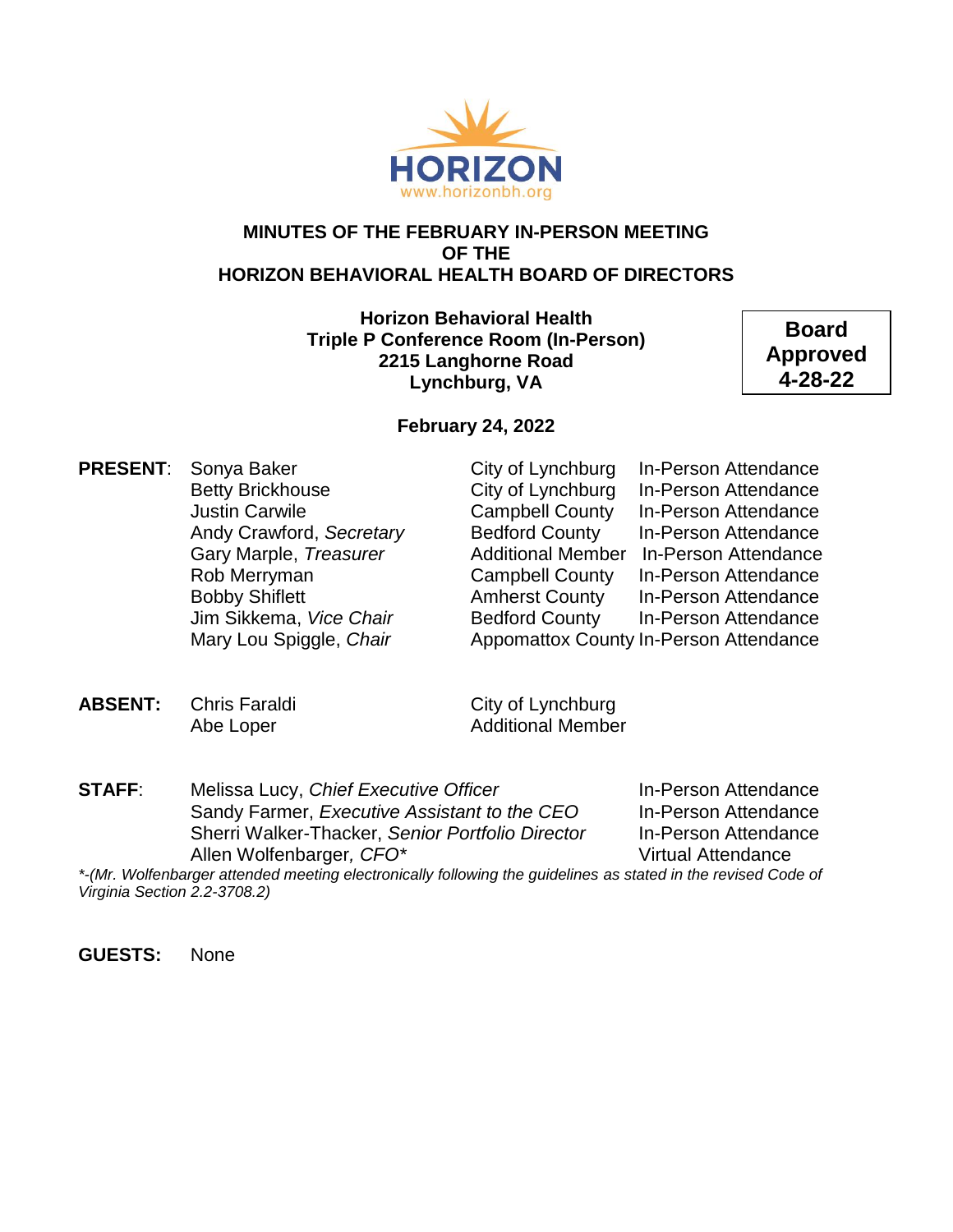HORIZON
www.horizonbh.org

# MINUTES OF THE FEBRUARY IN-PERSON MEETING OF THE HORIZON BEHAVIORAL HEALTH BOARD OF DIRECTORS

**Horizon Behavioral Health**
**Triple P Conference Room (In-Person)**
**2215 Langhorne Road**
**Lynchburg, VA**

**Board Approved 4-28-22**

**February 24, 2022**

**PRESENT**:

| Name | Jurisdiction | Attendance |
|---|---|---|
| Sonya Baker | City of Lynchburg | In-Person Attendance |
| Betty Brickhouse | City of Lynchburg | In-Person Attendance |
| Justin Carwile | Campbell County | In-Person Attendance |
| Andy Crawford, *Secretary* | Bedford County | In-Person Attendance |
| Gary Marple, *Treasurer* | Additional Member | In-Person Attendance |
| Rob Merryman | Campbell County | In-Person Attendance |
| Bobby Shiflett | Amherst County | In-Person Attendance |
| Jim Sikkema, *Vice Chair* | Bedford County | In-Person Attendance |
| Mary Lou Spiggle, *Chair* | Appomattox County | In-Person Attendance |

**ABSENT:**

| Name | Jurisdiction |
|---|---|
| Chris Faraldi | City of Lynchburg |
| Abe Loper | Additional Member |

**STAFF**:

| Name | Attendance |
|---|---|
| Melissa Lucy, *Chief Executive Officer* | In-Person Attendance |
| Sandy Farmer, *Executive Assistant to the CEO* | In-Person Attendance |
| Sherri Walker-Thacker, *Senior Portfolio Director* | In-Person Attendance |
| Allen Wolfenbarger, *CFO** | Virtual Attendance |

*\*-(Mr. Wolfenbarger attended meeting electronically following the guidelines as stated in the revised Code of Virginia Section 2.2-3708.2)*

**GUESTS:** None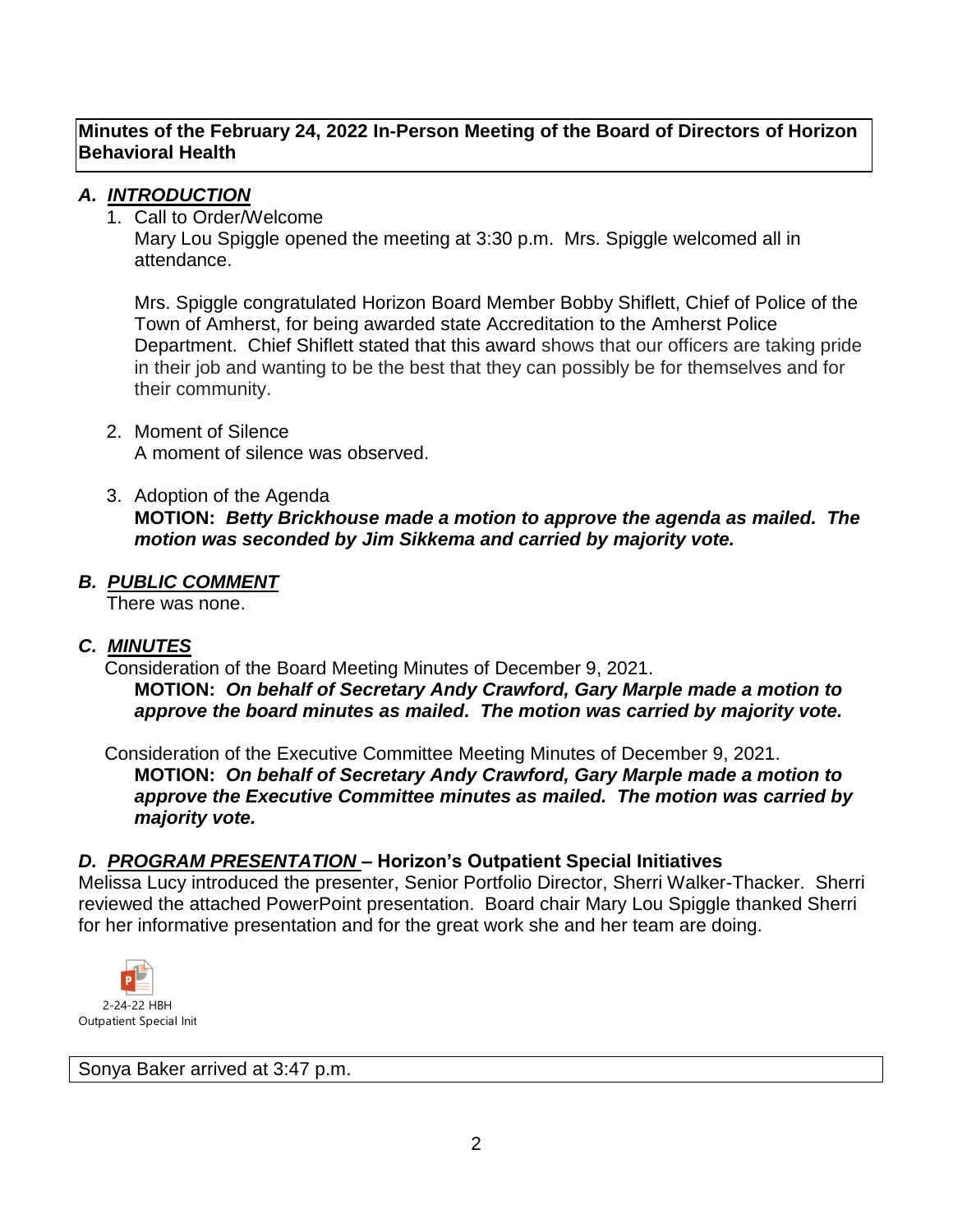**Minutes of the February 24, 2022 In-Person Meeting of the Board of Directors of Horizon Behavioral Health**

## A. *INTRODUCTION*

1. Call to Order/Welcome

   Mary Lou Spiggle opened the meeting at 3:30 p.m. Mrs. Spiggle welcomed all in attendance.

   Mrs. Spiggle congratulated Horizon Board Member Bobby Shiflett, Chief of Police of the Town of Amherst, for being awarded state Accreditation to the Amherst Police Department. Chief Shiflett stated that this award shows that our officers are taking pride in their job and wanting to be the best that they can possibly be for themselves and for their community.

2. Moment of Silence

   A moment of silence was observed.

3. Adoption of the Agenda

   **MOTION:** ***Betty Brickhouse made a motion to approve the agenda as mailed. The motion was seconded by Jim Sikkema and carried by majority vote.***

## B. *PUBLIC COMMENT*

There was none.

## C. *MINUTES*

Consideration of the Board Meeting Minutes of December 9, 2021.

**MOTION:** ***On behalf of Secretary Andy Crawford, Gary Marple made a motion to approve the board minutes as mailed. The motion was carried by majority vote.***

Consideration of the Executive Committee Meeting Minutes of December 9, 2021.

**MOTION:** ***On behalf of Secretary Andy Crawford, Gary Marple made a motion to approve the Executive Committee minutes as mailed. The motion was carried by majority vote.***

## D. *PROGRAM PRESENTATION* – Horizon's Outpatient Special Initiatives

Melissa Lucy introduced the presenter, Senior Portfolio Director, Sherri Walker-Thacker. Sherri reviewed the attached PowerPoint presentation. Board chair Mary Lou Spiggle thanked Sherri for her informative presentation and for the great work she and her team are doing.

2-24-22 HBH Outpatient Special Init

Sonya Baker arrived at 3:47 p.m.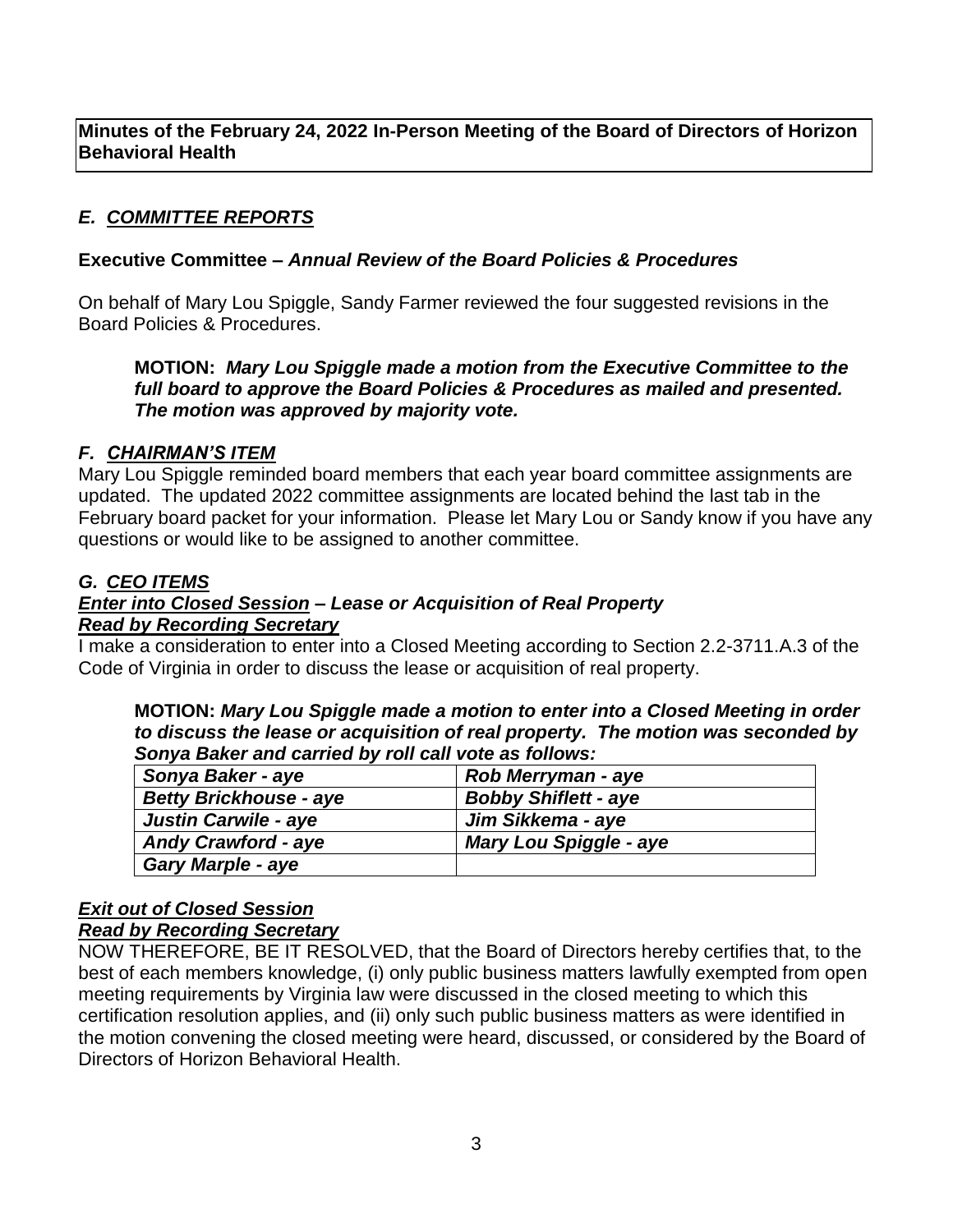**Minutes of the February 24, 2022 In-Person Meeting of the Board of Directors of Horizon Behavioral Health**

## *E. COMMITTEE REPORTS*

**Executive Committee –** ***Annual Review of the Board Policies & Procedures***

On behalf of Mary Lou Spiggle, Sandy Farmer reviewed the four suggested revisions in the Board Policies & Procedures.

> **MOTION:** ***Mary Lou Spiggle made a motion from the Executive Committee to the full board to approve the Board Policies & Procedures as mailed and presented. The motion was approved by majority vote.***

## *F. CHAIRMAN'S ITEM*

Mary Lou Spiggle reminded board members that each year board committee assignments are updated. The updated 2022 committee assignments are located behind the last tab in the February board packet for your information. Please let Mary Lou or Sandy know if you have any questions or would like to be assigned to another committee.

## *G. CEO ITEMS*

***Enter into Closed Session – Lease or Acquisition of Real Property***
***Read by Recording Secretary***

I make a consideration to enter into a Closed Meeting according to Section 2.2-3711.A.3 of the Code of Virginia in order to discuss the lease or acquisition of real property.

> **MOTION:** ***Mary Lou Spiggle made a motion to enter into a Closed Meeting in order to discuss the lease or acquisition of real property. The motion was seconded by Sonya Baker and carried by roll call vote as follows:***

| | |
|---|---|
| ***Sonya Baker - aye*** | ***Rob Merryman - aye*** |
| ***Betty Brickhouse - aye*** | ***Bobby Shiflett - aye*** |
| ***Justin Carwile - aye*** | ***Jim Sikkema - aye*** |
| ***Andy Crawford - aye*** | ***Mary Lou Spiggle - aye*** |
| ***Gary Marple - aye*** | |

***Exit out of Closed Session***
***Read by Recording Secretary***

NOW THEREFORE, BE IT RESOLVED, that the Board of Directors hereby certifies that, to the best of each members knowledge, (i) only public business matters lawfully exempted from open meeting requirements by Virginia law were discussed in the closed meeting to which this certification resolution applies, and (ii) only such public business matters as were identified in the motion convening the closed meeting were heard, discussed, or considered by the Board of Directors of Horizon Behavioral Health.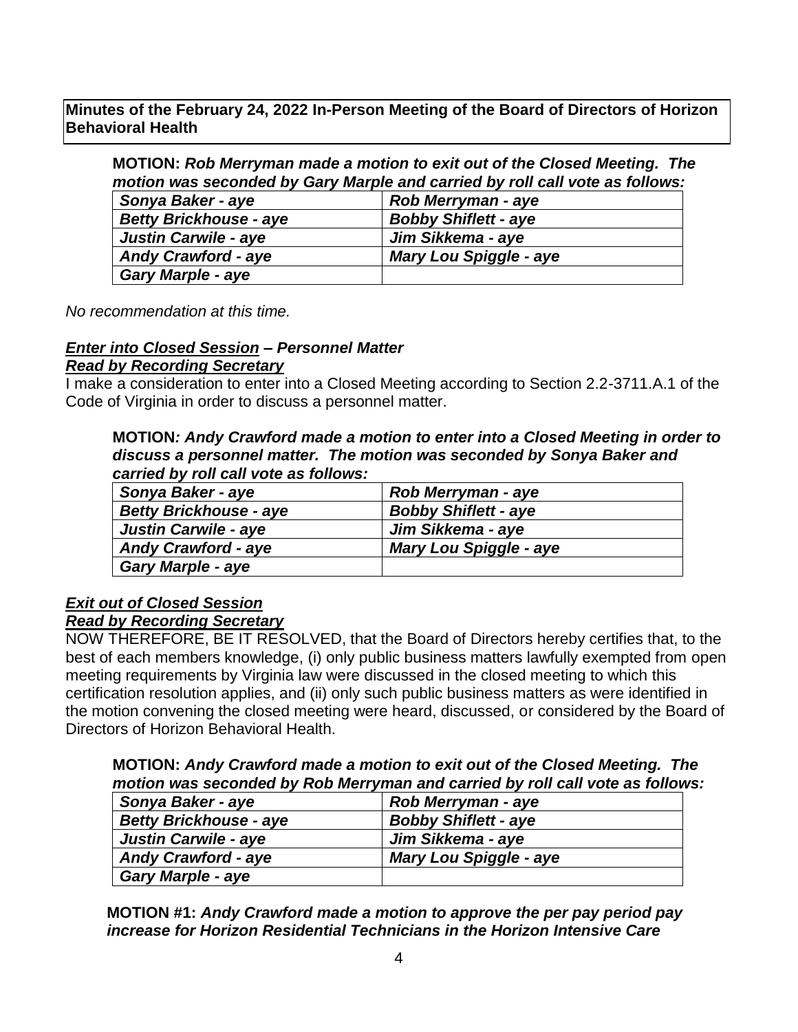**Minutes of the February 24, 2022 In-Person Meeting of the Board of Directors of Horizon Behavioral Health**

**MOTION:** ***Rob Merryman made a motion to exit out of the Closed Meeting. The motion was seconded by Gary Marple and carried by roll call vote as follows:***

| | |
|---|---|
| ***Sonya Baker - aye*** | ***Rob Merryman - aye*** |
| ***Betty Brickhouse - aye*** | ***Bobby Shiflett - aye*** |
| ***Justin Carwile - aye*** | ***Jim Sikkema - aye*** |
| ***Andy Crawford - aye*** | ***Mary Lou Spiggle - aye*** |
| ***Gary Marple - aye*** | |

*No recommendation at this time.*

***Enter into Closed Session* – Personnel Matter**
***Read by Recording Secretary***

I make a consideration to enter into a Closed Meeting according to Section 2.2-3711.A.1 of the Code of Virginia in order to discuss a personnel matter.

**MOTION*: Andy Crawford made a motion to enter into a Closed Meeting in order to discuss a personnel matter. The motion was seconded by Sonya Baker and carried by roll call vote as follows:***

| | |
|---|---|
| ***Sonya Baker - aye*** | ***Rob Merryman - aye*** |
| ***Betty Brickhouse - aye*** | ***Bobby Shiflett - aye*** |
| ***Justin Carwile - aye*** | ***Jim Sikkema - aye*** |
| ***Andy Crawford - aye*** | ***Mary Lou Spiggle - aye*** |
| ***Gary Marple - aye*** | |

***Exit out of Closed Session***
***Read by Recording Secretary***

NOW THEREFORE, BE IT RESOLVED, that the Board of Directors hereby certifies that, to the best of each members knowledge, (i) only public business matters lawfully exempted from open meeting requirements by Virginia law were discussed in the closed meeting to which this certification resolution applies, and (ii) only such public business matters as were identified in the motion convening the closed meeting were heard, discussed, or considered by the Board of Directors of Horizon Behavioral Health.

**MOTION:** ***Andy Crawford made a motion to exit out of the Closed Meeting. The motion was seconded by Rob Merryman and carried by roll call vote as follows:***

| | |
|---|---|
| ***Sonya Baker - aye*** | ***Rob Merryman - aye*** |
| ***Betty Brickhouse - aye*** | ***Bobby Shiflett - aye*** |
| ***Justin Carwile - aye*** | ***Jim Sikkema - aye*** |
| ***Andy Crawford - aye*** | ***Mary Lou Spiggle - aye*** |
| ***Gary Marple - aye*** | |

**MOTION #1:** ***Andy Crawford made a motion to approve the per pay period pay increase for Horizon Residential Technicians in the Horizon Intensive Care***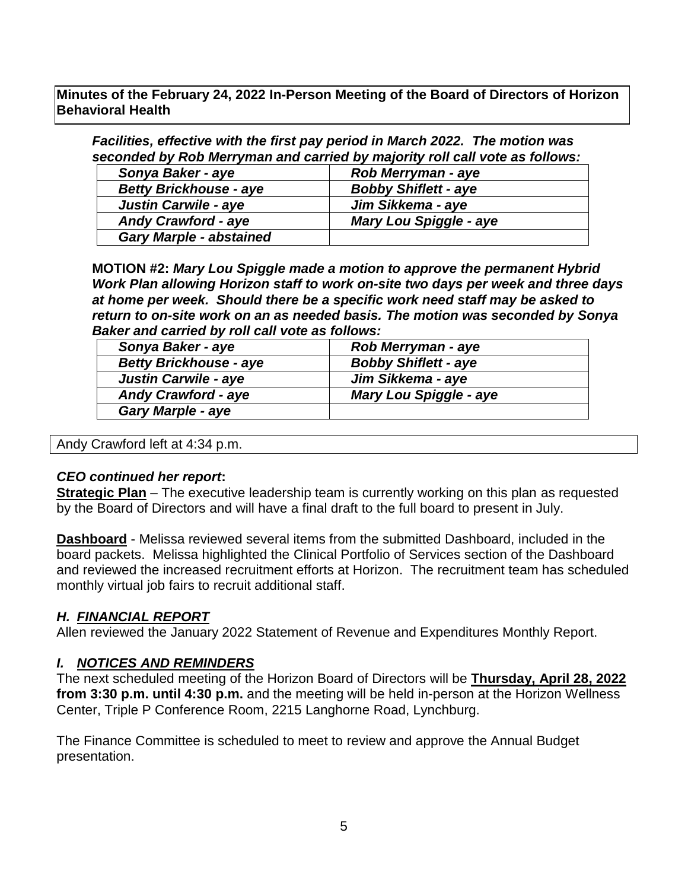**Minutes of the February 24, 2022 In-Person Meeting of the Board of Directors of Horizon Behavioral Health**

***Facilities, effective with the first pay period in March 2022. The motion was seconded by Rob Merryman and carried by majority roll call vote as follows:***

| | |
|---|---|
| ***Sonya Baker - aye*** | ***Rob Merryman - aye*** |
| ***Betty Brickhouse - aye*** | ***Bobby Shiflett - aye*** |
| ***Justin Carwile - aye*** | ***Jim Sikkema - aye*** |
| ***Andy Crawford - aye*** | ***Mary Lou Spiggle - aye*** |
| ***Gary Marple - abstained*** | |

**MOTION #2:** ***Mary Lou Spiggle made a motion to approve the permanent Hybrid Work Plan allowing Horizon staff to work on-site two days per week and three days at home per week. Should there be a specific work need staff may be asked to return to on-site work on an as needed basis. The motion was seconded by Sonya Baker and carried by roll call vote as follows:***

| | |
|---|---|
| ***Sonya Baker - aye*** | ***Rob Merryman - aye*** |
| ***Betty Brickhouse - aye*** | ***Bobby Shiflett - aye*** |
| ***Justin Carwile - aye*** | ***Jim Sikkema - aye*** |
| ***Andy Crawford - aye*** | ***Mary Lou Spiggle - aye*** |
| ***Gary Marple - aye*** | |

Andy Crawford left at 4:34 p.m.

***CEO continued her report*:**

**Strategic Plan** – The executive leadership team is currently working on this plan as requested by the Board of Directors and will have a final draft to the full board to present in July.

**Dashboard** - Melissa reviewed several items from the submitted Dashboard, included in the board packets. Melissa highlighted the Clinical Portfolio of Services section of the Dashboard and reviewed the increased recruitment efforts at Horizon. The recruitment team has scheduled monthly virtual job fairs to recruit additional staff.

## *H. FINANCIAL REPORT*

Allen reviewed the January 2022 Statement of Revenue and Expenditures Monthly Report.

## *I. NOTICES AND REMINDERS*

The next scheduled meeting of the Horizon Board of Directors will be **Thursday, April 28, 2022 from 3:30 p.m. until 4:30 p.m.** and the meeting will be held in-person at the Horizon Wellness Center, Triple P Conference Room, 2215 Langhorne Road, Lynchburg.

The Finance Committee is scheduled to meet to review and approve the Annual Budget presentation.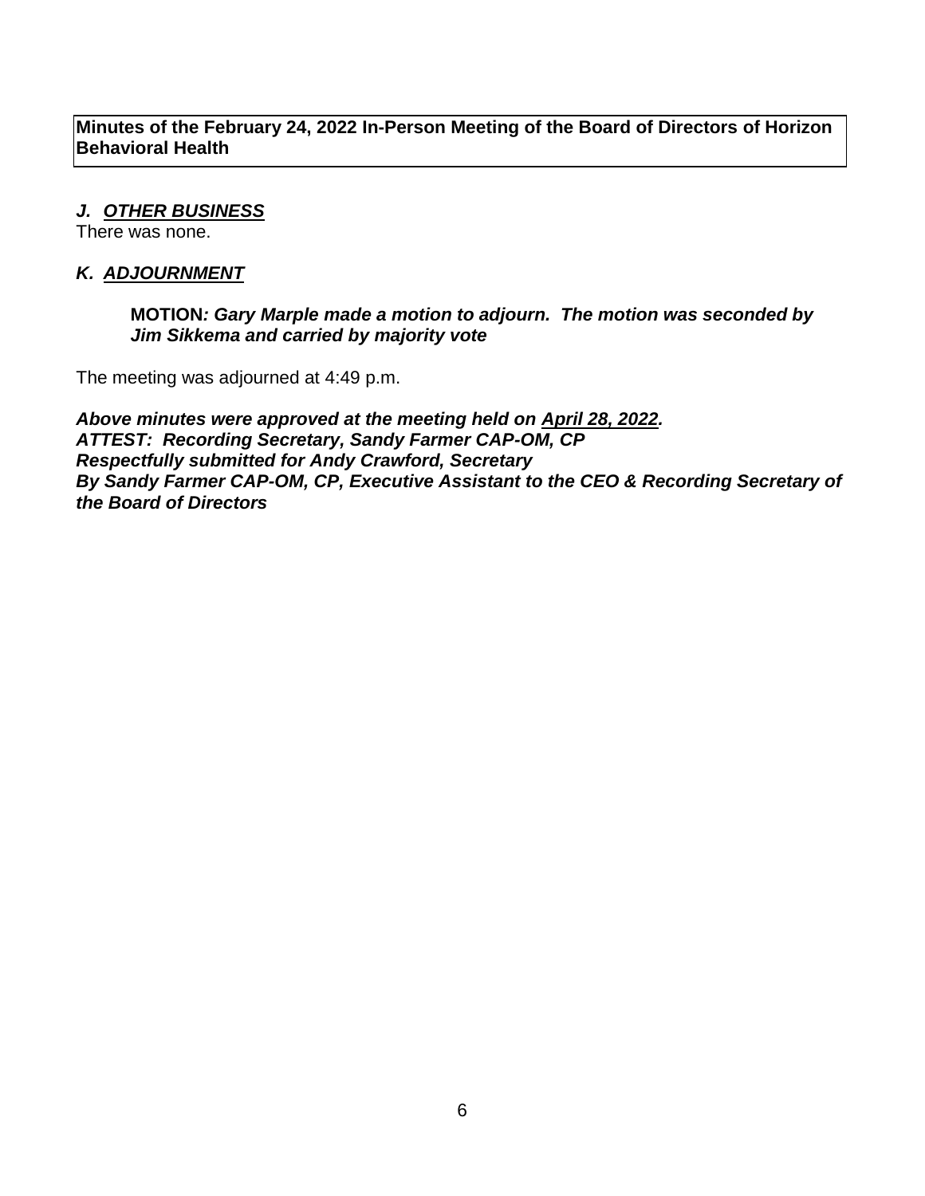**Minutes of the February 24, 2022 In-Person Meeting of the Board of Directors of Horizon Behavioral Health**

***J. OTHER BUSINESS***

There was none.

***K. ADJOURNMENT***

> **MOTION*: Gary Marple made a motion to adjourn. The motion was seconded by Jim Sikkema and carried by majority vote***

The meeting was adjourned at 4:49 p.m.

***Above minutes were approved at the meeting held on April 28, 2022.***
***ATTEST: Recording Secretary, Sandy Farmer CAP-OM, CP***
***Respectfully submitted for Andy Crawford, Secretary***
***By Sandy Farmer CAP-OM, CP, Executive Assistant to the CEO & Recording Secretary of the Board of Directors***